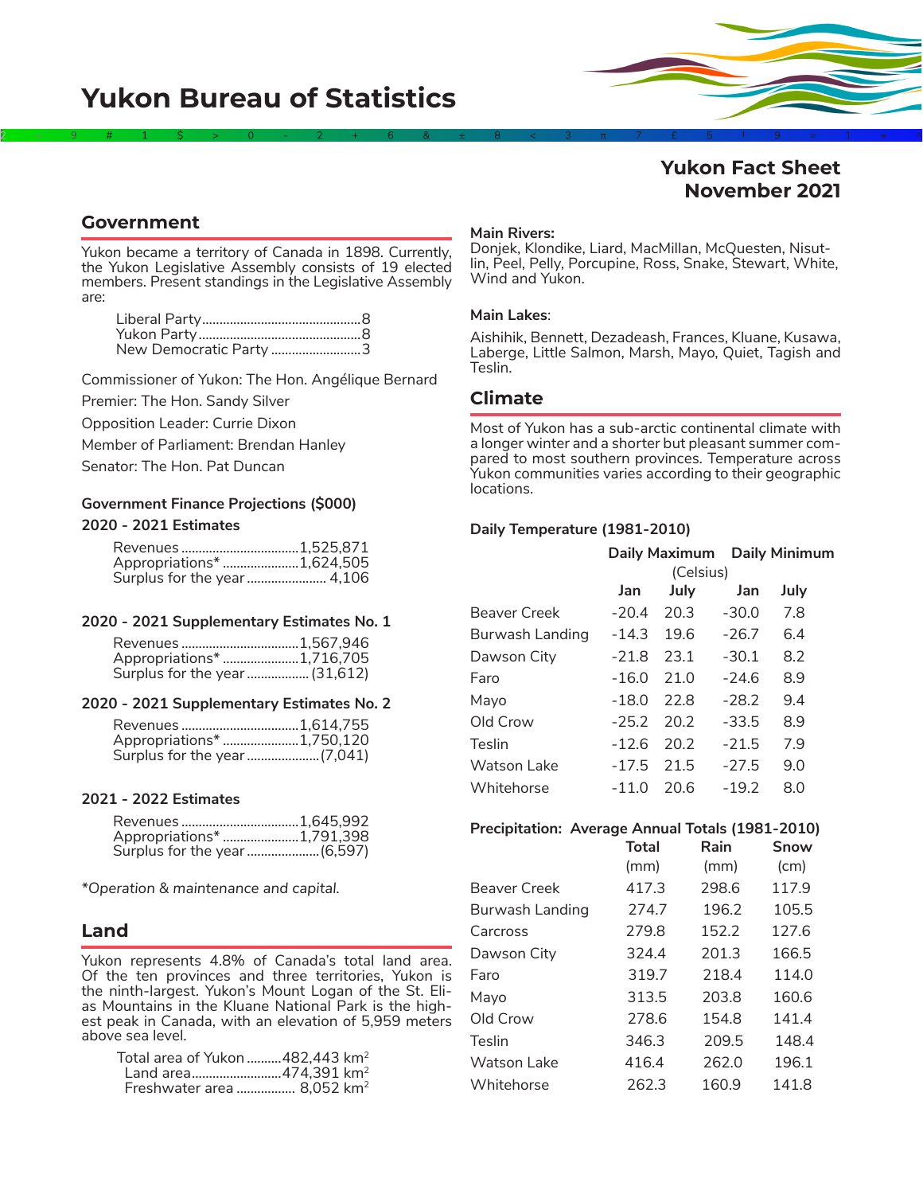# Yukon Bureau of Statistics

## Yukon Fact Sheet
## November 2021

## Government

Yukon became a territory of Canada in 1898. Currently, the Yukon Legislative Assembly consists of 19 elected members. Present standings in the Legislative Assembly are:

| Party | Seats |
|---|---|
| Liberal Party | 8 |
| Yukon Party | 8 |
| New Democratic Party | 3 |

Commissioner of Yukon: The Hon. Angélique Bernard

Premier: The Hon. Sandy Silver

Opposition Leader: Currie Dixon

Member of Parliament: Brendan Hanley

Senator: The Hon. Pat Duncan

### Government Finance Projections ($000)

**2020 - 2021 Estimates**

| | |
|---|---|
| Revenues | 1,525,871 |
| Appropriations* | 1,624,505 |
| Surplus for the year | 4,106 |

**2020 - 2021 Supplementary Estimates No. 1**

| | |
|---|---|
| Revenues | 1,567,946 |
| Appropriations* | 1,716,705 |
| Surplus for the year | (31,612) |

**2020 - 2021 Supplementary Estimates No. 2**

| | |
|---|---|
| Revenues | 1,614,755 |
| Appropriations* | 1,750,120 |
| Surplus for the year | (7,041) |

**2021 - 2022 Estimates**

| | |
|---|---|
| Revenues | 1,645,992 |
| Appropriations* | 1,791,398 |
| Surplus for the year | (6,597) |

*Operation & maintenance and capital.*

## Land

Yukon represents 4.8% of Canada's total land area. Of the ten provinces and three territories, Yukon is the ninth-largest. Yukon's Mount Logan of the St. Elias Mountains in the Kluane National Park is the highest peak in Canada, with an elevation of 5,959 meters above sea level.

| | |
|---|---|
| Total area of Yukon | 482,443 km² |
| Land area | 474,391 km² |
| Freshwater area | 8,052 km² |

**Main Rivers:**

Donjek, Klondike, Liard, MacMillan, McQuesten, Nisutlin, Peel, Pelly, Porcupine, Ross, Snake, Stewart, White, Wind and Yukon.

**Main Lakes**:

Aishihik, Bennett, Dezadeash, Frances, Kluane, Kusawa, Laberge, Little Salmon, Marsh, Mayo, Quiet, Tagish and Teslin.

## Climate

Most of Yukon has a sub-arctic continental climate with a longer winter and a shorter but pleasant summer compared to most southern provinces. Temperature across Yukon communities varies according to their geographic locations.

### Daily Temperature (1981-2010)

| | Daily Maximum (Celsius) | | Daily Minimum | |
|---|---|---|---|---|
| | Jan | July | Jan | July |
| Beaver Creek | -20.4 | 20.3 | -30.0 | 7.8 |
| Burwash Landing | -14.3 | 19.6 | -26.7 | 6.4 |
| Dawson City | -21.8 | 23.1 | -30.1 | 8.2 |
| Faro | -16.0 | 21.0 | -24.6 | 8.9 |
| Mayo | -18.0 | 22.8 | -28.2 | 9.4 |
| Old Crow | -25.2 | 20.2 | -33.5 | 8.9 |
| Teslin | -12.6 | 20.2 | -21.5 | 7.9 |
| Watson Lake | -17.5 | 21.5 | -27.5 | 9.0 |
| Whitehorse | -11.0 | 20.6 | -19.2 | 8.0 |

### Precipitation: Average Annual Totals (1981-2010)

| | Total (mm) | Rain (mm) | Snow (cm) |
|---|---|---|---|
| Beaver Creek | 417.3 | 298.6 | 117.9 |
| Burwash Landing | 274.7 | 196.2 | 105.5 |
| Carcross | 279.8 | 152.2 | 127.6 |
| Dawson City | 324.4 | 201.3 | 166.5 |
| Faro | 319.7 | 218.4 | 114.0 |
| Mayo | 313.5 | 203.8 | 160.6 |
| Old Crow | 278.6 | 154.8 | 141.4 |
| Teslin | 346.3 | 209.5 | 148.4 |
| Watson Lake | 416.4 | 262.0 | 196.1 |
| Whitehorse | 262.3 | 160.9 | 141.8 |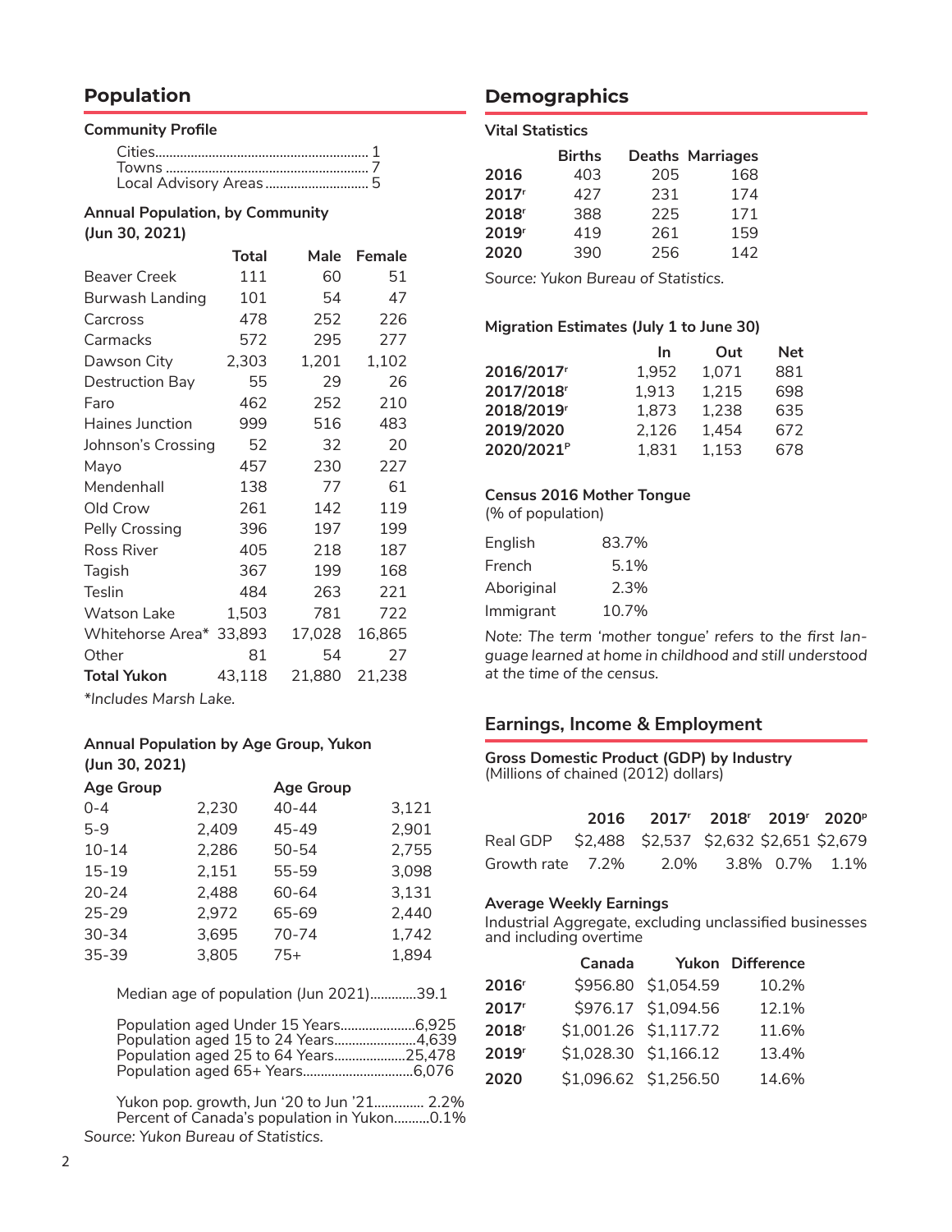## Population

### Community Profile

Cities........................................................... 1
Towns ......................................................... 7
Local Advisory Areas ............................ 5

### Annual Population, by Community (Jun 30, 2021)

| | Total | Male | Female |
|---|---|---|---|
| Beaver Creek | 111 | 60 | 51 |
| Burwash Landing | 101 | 54 | 47 |
| Carcross | 478 | 252 | 226 |
| Carmacks | 572 | 295 | 277 |
| Dawson City | 2,303 | 1,201 | 1,102 |
| Destruction Bay | 55 | 29 | 26 |
| Faro | 462 | 252 | 210 |
| Haines Junction | 999 | 516 | 483 |
| Johnson's Crossing | 52 | 32 | 20 |
| Mayo | 457 | 230 | 227 |
| Mendenhall | 138 | 77 | 61 |
| Old Crow | 261 | 142 | 119 |
| Pelly Crossing | 396 | 197 | 199 |
| Ross River | 405 | 218 | 187 |
| Tagish | 367 | 199 | 168 |
| Teslin | 484 | 263 | 221 |
| Watson Lake | 1,503 | 781 | 722 |
| Whitehorse Area* | 33,893 | 17,028 | 16,865 |
| Other | 81 | 54 | 27 |
| **Total Yukon** | 43,118 | 21,880 | 21,238 |

*Includes Marsh Lake.*

### Annual Population by Age Group, Yukon (Jun 30, 2021)

| Age Group | | Age Group | |
|---|---|---|---|
| 0-4 | 2,230 | 40-44 | 3,121 |
| 5-9 | 2,409 | 45-49 | 2,901 |
| 10-14 | 2,286 | 50-54 | 2,755 |
| 15-19 | 2,151 | 55-59 | 3,098 |
| 20-24 | 2,488 | 60-64 | 3,131 |
| 25-29 | 2,972 | 65-69 | 2,440 |
| 30-34 | 3,695 | 70-74 | 1,742 |
| 35-39 | 3,805 | 75+ | 1,894 |

Median age of population (Jun 2021).............39.1

Population aged Under 15 Years.....................6,925
Population aged 15 to 24 Years.......................4,639
Population aged 25 to 64 Years....................25,478
Population aged 65+ Years..............................6,076

Yukon pop. growth, Jun '20 to Jun '21.............. 2.2%
Percent of Canada's population in Yukon..........0.1%

*Source: Yukon Bureau of Statistics.*

## Demographics

### Vital Statistics

| | Births | Deaths | Marriages |
|---|---|---|---|
| **2016** | 403 | 205 | 168 |
| **2017r** | 427 | 231 | 174 |
| **2018r** | 388 | 225 | 171 |
| **2019r** | 419 | 261 | 159 |
| **2020** | 390 | 256 | 142 |

*Source: Yukon Bureau of Statistics.*

### Migration Estimates (July 1 to June 30)

| | In | Out | Net |
|---|---|---|---|
| **2016/2017r** | 1,952 | 1,071 | 881 |
| **2017/2018r** | 1,913 | 1,215 | 698 |
| **2018/2019r** | 1,873 | 1,238 | 635 |
| **2019/2020** | 2,126 | 1,454 | 672 |
| **2020/2021p** | 1,831 | 1,153 | 678 |

### Census 2016 Mother Tongue
(% of population)

| | |
|---|---|
| English | 83.7% |
| French | 5.1% |
| Aboriginal | 2.3% |
| Immigrant | 10.7% |

*Note: The term 'mother tongue' refers to the first language learned at home in childhood and still understood at the time of the census.*

## Earnings, Income & Employment

### Gross Domestic Product (GDP) by Industry
(Millions of chained (2012) dollars)

| | 2016 | 2017r | 2018r | 2019r | 2020p |
|---|---|---|---|---|---|
| Real GDP | $2,488 | $2,537 | $2,632 | $2,651 | $2,679 |
| Growth rate | 7.2% | 2.0% | 3.8% | 0.7% | 1.1% |

### Average Weekly Earnings
Industrial Aggregate, excluding unclassified businesses and including overtime

| | Canada | Yukon | Difference |
|---|---|---|---|
| **2016r** | $956.80 | $1,054.59 | 10.2% |
| **2017r** | $976.17 | $1,094.56 | 12.1% |
| **2018r** | $1,001.26 | $1,117.72 | 11.6% |
| **2019r** | $1,028.30 | $1,166.12 | 13.4% |
| **2020** | $1,096.62 | $1,256.50 | 14.6% |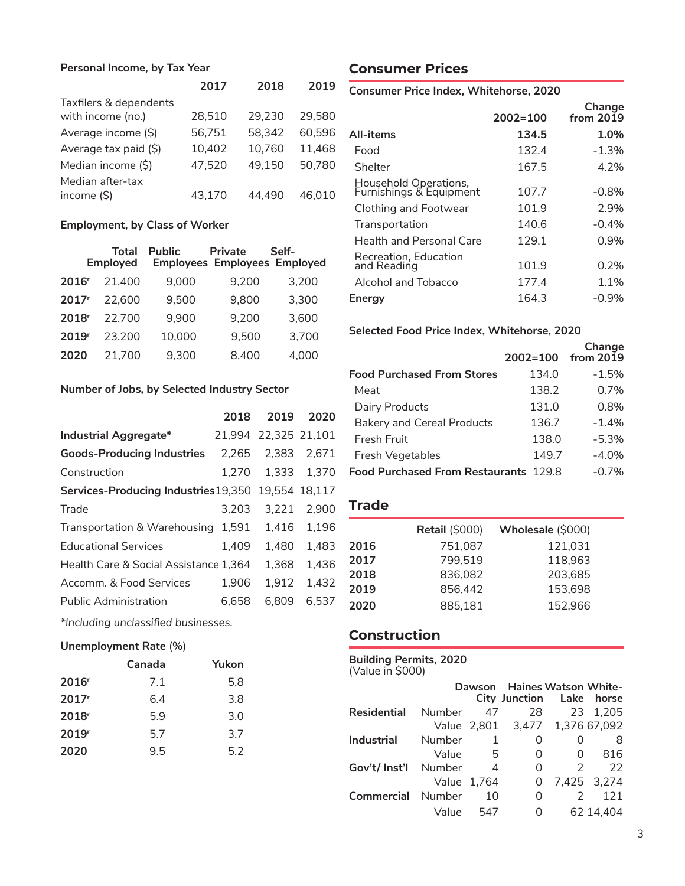### Personal Income, by Tax Year

| | 2017 | 2018 | 2019 |
|---|---|---|---|
| Taxfilers & dependents with income (no.) | 28,510 | 29,230 | 29,580 |
| Average income ($) | 56,751 | 58,342 | 60,596 |
| Average tax paid ($) | 10,402 | 10,760 | 11,468 |
| Median income ($) | 47,520 | 49,150 | 50,780 |
| Median after-tax income ($) | 43,170 | 44,490 | 46,010 |

### Employment, by Class of Worker

| | Total Employed | Public Employees | Private Employees | Self-Employed |
|---|---|---|---|---|
| **2016**[r] | 21,400 | 9,000 | 9,200 | 3,200 |
| **2017**[r] | 22,600 | 9,500 | 9,800 | 3,300 |
| **2018**[r] | 22,700 | 9,900 | 9,200 | 3,600 |
| **2019**[r] | 23,200 | 10,000 | 9,500 | 3,700 |
| **2020** | 21,700 | 9,300 | 8,400 | 4,000 |

### Number of Jobs, by Selected Industry Sector

| | 2018 | 2019 | 2020 |
|---|---|---|---|
| **Industrial Aggregate*** | 21,994 | 22,325 | 21,101 |
| **Goods-Producing Industries** | 2,265 | 2,383 | 2,671 |
| Construction | 1,270 | 1,333 | 1,370 |
| **Services-Producing Industries** | 19,350 | 19,554 | 18,117 |
| Trade | 3,203 | 3,221 | 2,900 |
| Transportation & Warehousing | 1,591 | 1,416 | 1,196 |
| Educational Services | 1,409 | 1,480 | 1,483 |
| Health Care & Social Assistance | 1,364 | 1,368 | 1,436 |
| Accomm. & Food Services | 1,906 | 1,912 | 1,432 |
| Public Administration | 6,658 | 6,809 | 6,537 |

*Including unclassified businesses.*

### Unemployment Rate (%)

| | Canada | Yukon |
|---|---|---|
| **2016**[r] | 7.1 | 5.8 |
| **2017**[r] | 6.4 | 3.8 |
| **2018**[r] | 5.9 | 3.0 |
| **2019**[r] | 5.7 | 3.7 |
| **2020** | 9.5 | 5.2 |

## Consumer Prices

### Consumer Price Index, Whitehorse, 2020

| | 2002=100 | Change from 2019 |
|---|---|---|
| **All-items** | **134.5** | **1.0%** |
| Food | 132.4 | -1.3% |
| Shelter | 167.5 | 4.2% |
| Household Operations, Furnishings & Equipment | 107.7 | -0.8% |
| Clothing and Footwear | 101.9 | 2.9% |
| Transportation | 140.6 | -0.4% |
| Health and Personal Care | 129.1 | 0.9% |
| Recreation, Education and Reading | 101.9 | 0.2% |
| Alcohol and Tobacco | 177.4 | 1.1% |
| **Energy** | 164.3 | -0.9% |

### Selected Food Price Index, Whitehorse, 2020

| | 2002=100 | Change from 2019 |
|---|---|---|
| **Food Purchased From Stores** | 134.0 | -1.5% |
| Meat | 138.2 | 0.7% |
| Dairy Products | 131.0 | 0.8% |
| Bakery and Cereal Products | 136.7 | -1.4% |
| Fresh Fruit | 138.0 | -5.3% |
| Fresh Vegetables | 149.7 | -4.0% |
| **Food Purchased From Restaurants** | 129.8 | -0.7% |

## Trade

| | **Retail** ($000) | **Wholesale** ($000) |
|---|---|---|
| **2016** | 751,087 | 121,031 |
| **2017** | 799,519 | 118,963 |
| **2018** | 836,082 | 203,685 |
| **2019** | 856,442 | 153,698 |
| **2020** | 885,181 | 152,966 |

## Construction

### Building Permits, 2020
(Value in $000)

| | | Dawson City | Haines Junction | Watson Lake | Whitehorse |
|---|---|---|---|---|---|
| **Residential** | Number | 47 | 28 | 23 | 1,205 |
| | Value | 2,801 | 3,477 | 1,376 | 67,092 |
| **Industrial** | Number | 1 | 0 | 0 | 8 |
| | Value | 5 | 0 | 0 | 816 |
| **Gov't/ Inst'l** | Number | 4 | 0 | 2 | 22 |
| | Value | 1,764 | 0 | 7,425 | 3,274 |
| **Commercial** | Number | 10 | 0 | 2 | 121 |
| | Value | 547 | 0 | 62 | 14,404 |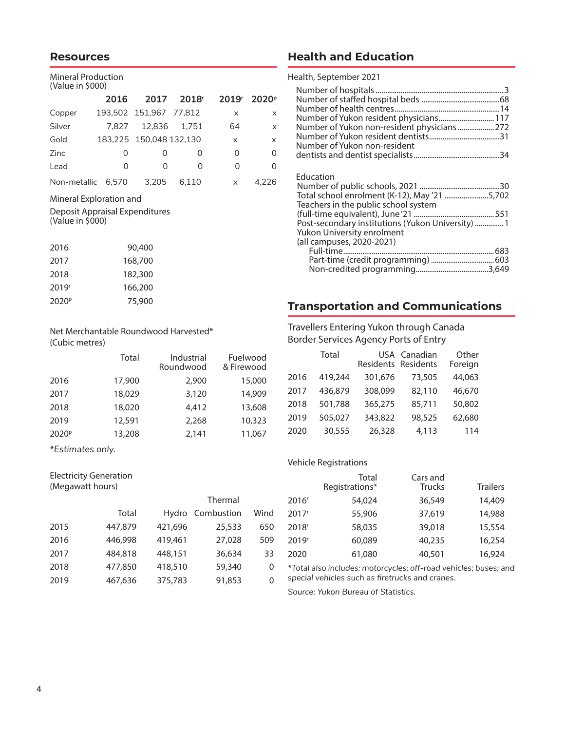## Resources

Mineral Production
(Value in $000)

| | 2016 | 2017 | 2018r | 2019r | 2020p |
|---|---|---|---|---|---|
| Copper | 193,502 | 151,967 | 77,812 | x | x |
| Silver | 7,827 | 12,836 | 1,751 | 64 | x |
| Gold | 183,225 | 150,048 | 132,130 | x | x |
| Zinc | 0 | 0 | 0 | 0 | 0 |
| Lead | 0 | 0 | 0 | 0 | 0 |
| Non-metallic | 6,570 | 3,205 | 6,110 | x | 4,226 |

Mineral Exploration and Deposit Appraisal Expenditures
(Value in $000)

| | |
|---|---|
| 2016 | 90,400 |
| 2017 | 168,700 |
| 2018 | 182,300 |
| 2019r | 166,200 |
| 2020p | 75,900 |

Net Merchantable Roundwood Harvested*
(Cubic metres)

| | Total | Industrial Roundwood | Fuelwood & Firewood |
|---|---|---|---|
| 2016 | 17,900 | 2,900 | 15,000 |
| 2017 | 18,029 | 3,120 | 14,909 |
| 2018 | 18,020 | 4,412 | 13,608 |
| 2019 | 12,591 | 2,268 | 10,323 |
| 2020p | 13,208 | 2,141 | 11,067 |

*Estimates only.*

Electricity Generation
(Megawatt hours)

| | Total | Hydro | Thermal Combustion | Wind |
|---|---|---|---|---|
| 2015 | 447,879 | 421,696 | 25,533 | 650 |
| 2016 | 446,998 | 419,461 | 27,028 | 509 |
| 2017 | 484,818 | 448,151 | 36,634 | 33 |
| 2018 | 477,850 | 418,510 | 59,340 | 0 |
| 2019 | 467,636 | 375,783 | 91,853 | 0 |

## Health and Education

Health, September 2021

- Number of hospitals ........ 3
- Number of staffed hospital beds ........ 68
- Number of health centres ........ 14
- Number of Yukon resident physicians ........ 117
- Number of Yukon non-resident physicians ........ 272
- Number of Yukon resident dentists ........ 31
- Number of Yukon non-resident dentists and dentist specialists ........ 34

Education

- Number of public schools, 2021 ........ 30
- Total school enrolment (K-12), May '21 ........ 5,702
- Teachers in the public school system (full-time equivalent), June '21 ........ 551
- Post-secondary institutions (Yukon University) ........ 1
- Yukon University enrolment (all campuses, 2020-2021)
  - Full-time ........ 683
  - Part-time (credit programming) ........ 603
  - Non-credited programming ........ 3,649

## Transportation and Communications

Travellers Entering Yukon through Canada Border Services Agency Ports of Entry

| | Total | USA Residents | Canadian Residents | Other Foreign |
|---|---|---|---|---|
| 2016 | 419,244 | 301,676 | 73,505 | 44,063 |
| 2017 | 436,879 | 308,099 | 82,110 | 46,670 |
| 2018 | 501,788 | 365,275 | 85,711 | 50,802 |
| 2019 | 505,027 | 343,822 | 98,525 | 62,680 |
| 2020 | 30,555 | 26,328 | 4,113 | 114 |

Vehicle Registrations

| | Total Registrations* | Cars and Trucks | Trailers |
|---|---|---|---|
| 2016r | 54,024 | 36,549 | 14,409 |
| 2017r | 55,906 | 37,619 | 14,988 |
| 2018r | 58,035 | 39,018 | 15,554 |
| 2019r | 60,089 | 40,235 | 16,254 |
| 2020 | 61,080 | 40,501 | 16,924 |

*Total also includes: motorcycles; off-road vehicles; buses; and special vehicles such as firetrucks and cranes.*

*Source: Yukon Bureau of Statistics.*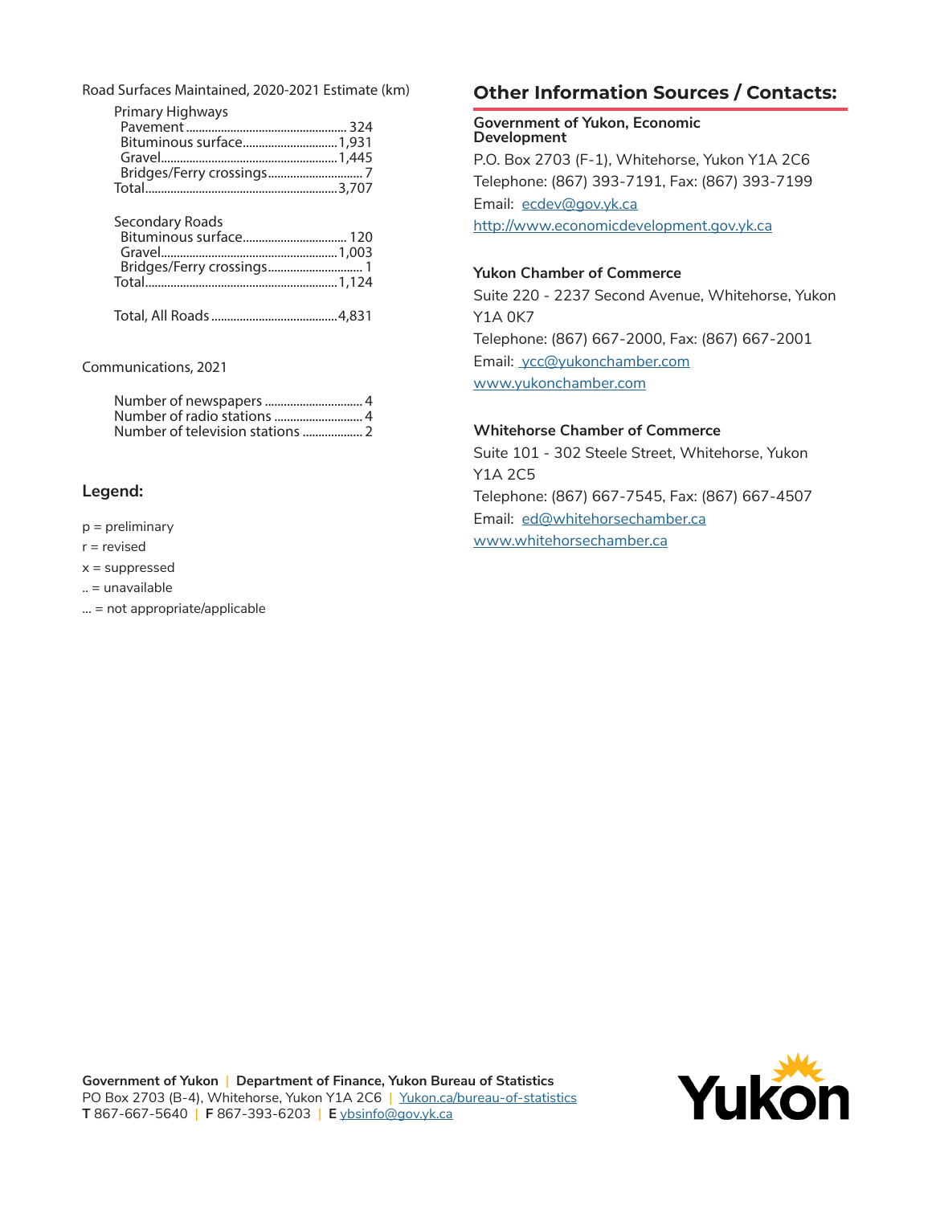Road Surfaces Maintained, 2020-2021 Estimate (km)

| | |
|---|---|
| **Primary Highways** | |
| Pavement | 324 |
| Bituminous surface | 1,931 |
| Gravel | 1,445 |
| Bridges/Ferry crossings | 7 |
| Total | 3,707 |
| **Secondary Roads** | |
| Bituminous surface | 120 |
| Gravel | 1,003 |
| Bridges/Ferry crossings | 1 |
| Total | 1,124 |
| Total, All Roads | 4,831 |

Communications, 2021

| | |
|---|---|
| Number of newspapers | 4 |
| Number of radio stations | 4 |
| Number of television stations | 2 |

## Legend:

p = preliminary

r = revised

x = suppressed

.. = unavailable

... = not appropriate/applicable

## Other Information Sources / Contacts:

**Government of Yukon, Economic Development**

P.O. Box 2703 (F-1), Whitehorse, Yukon Y1A 2C6
Telephone: (867) 393-7191, Fax: (867) 393-7199
Email: ecdev@gov.yk.ca
http://www.economicdevelopment.gov.yk.ca

**Yukon Chamber of Commerce**

Suite 220 - 2237 Second Avenue, Whitehorse, Yukon Y1A 0K7
Telephone: (867) 667-2000, Fax: (867) 667-2001
Email: ycc@yukonchamber.com
www.yukonchamber.com

**Whitehorse Chamber of Commerce**

Suite 101 - 302 Steele Street, Whitehorse, Yukon Y1A 2C5
Telephone: (867) 667-7545, Fax: (867) 667-4507
Email: ed@whitehorsechamber.ca
www.whitehorsechamber.ca

**Government of Yukon | Department of Finance, Yukon Bureau of Statistics**
PO Box 2703 (B-4), Whitehorse, Yukon Y1A 2C6 | Yukon.ca/bureau-of-statistics
**T** 867-667-5640 | **F** 867-393-6203 | **E** ybsinfo@gov.yk.ca

Yukon